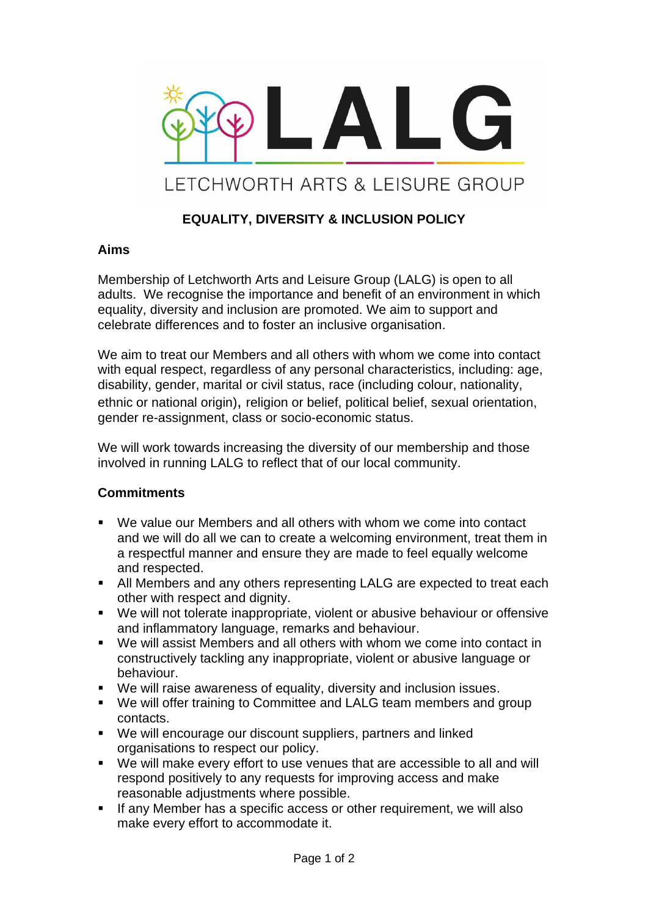# LALG

LETCHWORTH ARTS & LEISURE GROUP

## EQUALITY, DIVERSITY & INCLUSION POLICY

### Aims

Membership of Letchworth Arts and Leisure Group (LALG) is open to all adults. We recognise the importance and benefit of an environment in which equality, diversity and inclusion are promoted. We aim to support and celebrate differences and to foster an inclusive organisation.

We aim to treat our Members and all others with whom we come into contact with equal respect, regardless of any personal characteristics, including: age, disability, gender, marital or civil status, race (including colour, nationality, ethnic or national origin), religion or belief, political belief, sexual orientation, gender re-assignment, class or socio-economic status.

We will work towards increasing the diversity of our membership and those involved in running LALG to reflect that of our local community.

### Commitments

- We value our Members and all others with whom we come into contact and we will do all we can to create a welcoming environment, treat them in a respectful manner and ensure they are made to feel equally welcome and respected.
- All Members and any others representing LALG are expected to treat each other with respect and dignity.
- We will not tolerate inappropriate, violent or abusive behaviour or offensive and inflammatory language, remarks and behaviour.
- We will assist Members and all others with whom we come into contact in constructively tackling any inappropriate, violent or abusive language or behaviour.
- We will raise awareness of equality, diversity and inclusion issues.
- We will offer training to Committee and LALG team members and group contacts.
- We will encourage our discount suppliers, partners and linked organisations to respect our policy.
- We will make every effort to use venues that are accessible to all and will respond positively to any requests for improving access and make reasonable adjustments where possible.
- If any Member has a specific access or other requirement, we will also make every effort to accommodate it.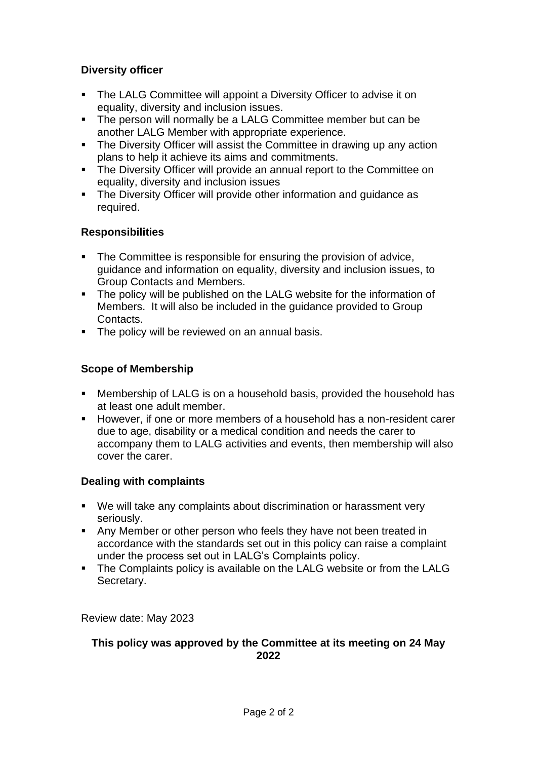## Diversity officer

- The LALG Committee will appoint a Diversity Officer to advise it on equality, diversity and inclusion issues.
- The person will normally be a LALG Committee member but can be another LALG Member with appropriate experience.
- The Diversity Officer will assist the Committee in drawing up any action plans to help it achieve its aims and commitments.
- The Diversity Officer will provide an annual report to the Committee on equality, diversity and inclusion issues
- The Diversity Officer will provide other information and guidance as required.

## Responsibilities

- The Committee is responsible for ensuring the provision of advice, guidance and information on equality, diversity and inclusion issues, to Group Contacts and Members.
- The policy will be published on the LALG website for the information of Members. It will also be included in the guidance provided to Group Contacts.
- The policy will be reviewed on an annual basis.

## Scope of Membership

- Membership of LALG is on a household basis, provided the household has at least one adult member.
- However, if one or more members of a household has a non-resident carer due to age, disability or a medical condition and needs the carer to accompany them to LALG activities and events, then membership will also cover the carer.

## Dealing with complaints

- We will take any complaints about discrimination or harassment very seriously.
- Any Member or other person who feels they have not been treated in accordance with the standards set out in this policy can raise a complaint under the process set out in LALG's Complaints policy.
- The Complaints policy is available on the LALG website or from the LALG Secretary.

Review date: May 2023

**This policy was approved by the Committee at its meeting on 24 May 2022**